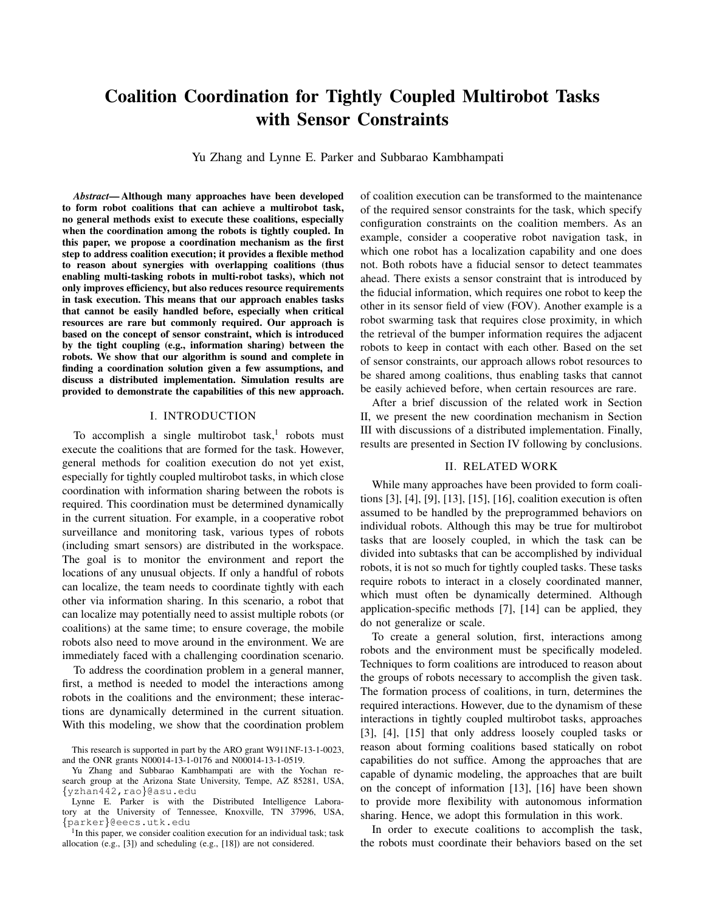# Coalition Coordination for Tightly Coupled Multirobot Tasks with Sensor Constraints

Yu Zhang and Lynne E. Parker and Subbarao Kambhampati

***Abstract*— Although many approaches have been developed to form robot coalitions that can achieve a multirobot task, no general methods exist to execute these coalitions, especially when the coordination among the robots is tightly coupled. In this paper, we propose a coordination mechanism as the first step to address coalition execution; it provides a flexible method to reason about synergies with overlapping coalitions (thus enabling multi-tasking robots in multi-robot tasks), which not only improves efficiency, but also reduces resource requirements in task execution. This means that our approach enables tasks that cannot be easily handled before, especially when critical resources are rare but commonly required. Our approach is based on the concept of sensor constraint, which is introduced by the tight coupling (e.g., information sharing) between the robots. We show that our algorithm is sound and complete in finding a coordination solution given a few assumptions, and discuss a distributed implementation. Simulation results are provided to demonstrate the capabilities of this new approach.**

## I. INTRODUCTION

To accomplish a single multirobot task,[1] robots must execute the coalitions that are formed for the task. However, general methods for coalition execution do not yet exist, especially for tightly coupled multirobot tasks, in which close coordination with information sharing between the robots is required. This coordination must be determined dynamically in the current situation. For example, in a cooperative robot surveillance and monitoring task, various types of robots (including smart sensors) are distributed in the workspace. The goal is to monitor the environment and report the locations of any unusual objects. If only a handful of robots can localize, the team needs to coordinate tightly with each other via information sharing. In this scenario, a robot that can localize may potentially need to assist multiple robots (or coalitions) at the same time; to ensure coverage, the mobile robots also need to move around in the environment. We are immediately faced with a challenging coordination scenario.

To address the coordination problem in a general manner, first, a method is needed to model the interactions among robots in the coalitions and the environment; these interactions are dynamically determined in the current situation. With this modeling, we show that the coordination problem of coalition execution can be transformed to the maintenance of the required sensor constraints for the task, which specify configuration constraints on the coalition members. As an example, consider a cooperative robot navigation task, in which one robot has a localization capability and one does not. Both robots have a fiducial sensor to detect teammates ahead. There exists a sensor constraint that is introduced by the fiducial information, which requires one robot to keep the other in its sensor field of view (FOV). Another example is a robot swarming task that requires close proximity, in which the retrieval of the bumper information requires the adjacent robots to keep in contact with each other. Based on the set of sensor constraints, our approach allows robot resources to be shared among coalitions, thus enabling tasks that cannot be easily achieved before, when certain resources are rare.

After a brief discussion of the related work in Section II, we present the new coordination mechanism in Section III with discussions of a distributed implementation. Finally, results are presented in Section IV following by conclusions.

## II. RELATED WORK

While many approaches have been provided to form coalitions [3], [4], [9], [13], [15], [16], coalition execution is often assumed to be handled by the preprogrammed behaviors on individual robots. Although this may be true for multirobot tasks that are loosely coupled, in which the task can be divided into subtasks that can be accomplished by individual robots, it is not so much for tightly coupled tasks. These tasks require robots to interact in a closely coordinated manner, which must often be dynamically determined. Although application-specific methods [7], [14] can be applied, they do not generalize or scale.

To create a general solution, first, interactions among robots and the environment must be specifically modeled. Techniques to form coalitions are introduced to reason about the groups of robots necessary to accomplish the given task. The formation process of coalitions, in turn, determines the required interactions. However, due to the dynamism of these interactions in tightly coupled multirobot tasks, approaches [3], [4], [15] that only address loosely coupled tasks or reason about forming coalitions based statically on robot capabilities do not suffice. Among the approaches that are capable of dynamic modeling, the approaches that are built on the concept of information [13], [16] have been shown to provide more flexibility with autonomous information sharing. Hence, we adopt this formulation in this work.

In order to execute coalitions to accomplish the task, the robots must coordinate their behaviors based on the set

---

This research is supported in part by the ARO grant W911NF-13-1-0023, and the ONR grants N00014-13-1-0176 and N00014-13-1-0519.

Yu Zhang and Subbarao Kambhampati are with the Yochan research group at the Arizona State University, Tempe, AZ 85281, USA, {yzhan442,rao}@asu.edu

Lynne E. Parker is with the Distributed Intelligence Laboratory at the University of Tennessee, Knoxville, TN 37996, USA, {parker}@eecs.utk.edu

[1] In this paper, we consider coalition execution for an individual task; task allocation (e.g., [3]) and scheduling (e.g., [18]) are not considered.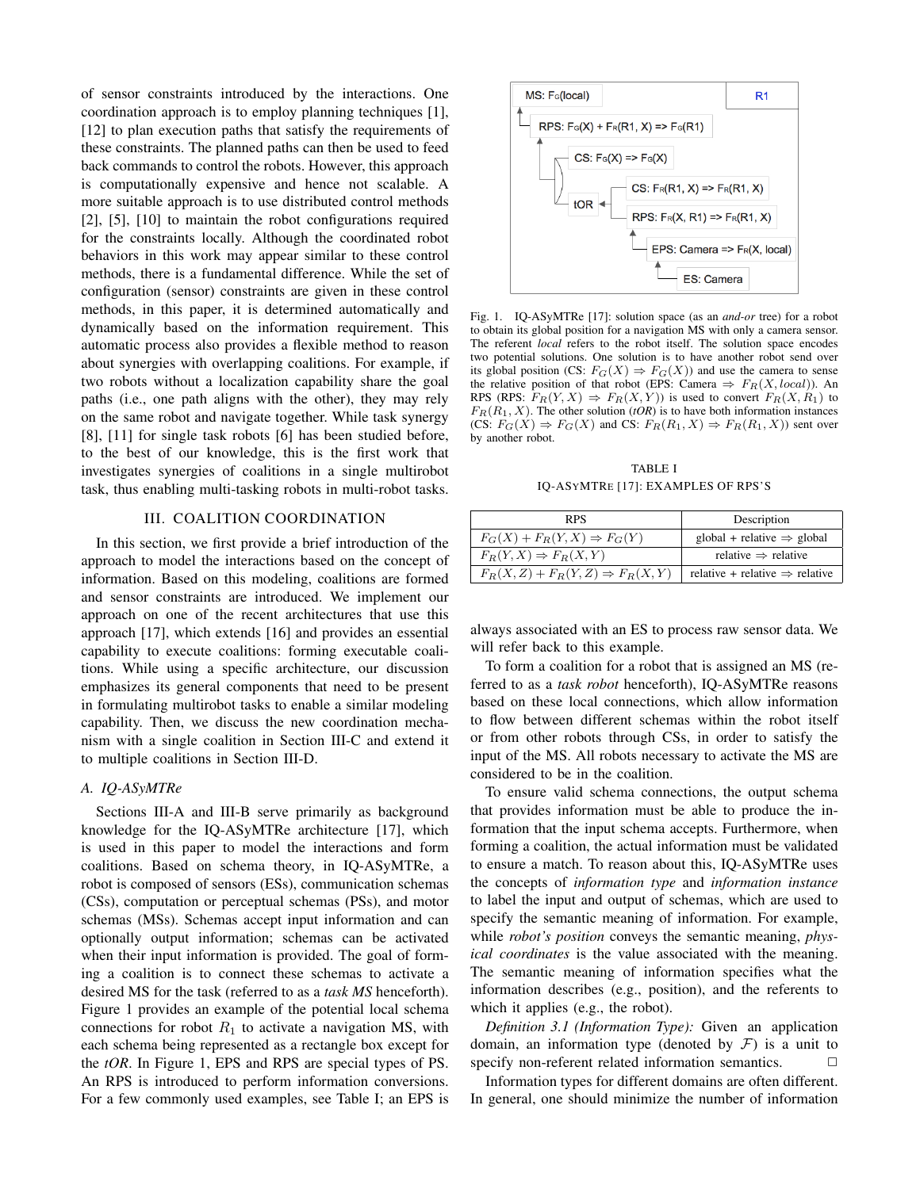of sensor constraints introduced by the interactions. One coordination approach is to employ planning techniques [1], [12] to plan execution paths that satisfy the requirements of these constraints. The planned paths can then be used to feed back commands to control the robots. However, this approach is computationally expensive and hence not scalable. A more suitable approach is to use distributed control methods [2], [5], [10] to maintain the robot configurations required for the constraints locally. Although the coordinated robot behaviors in this work may appear similar to these control methods, there is a fundamental difference. While the set of configuration (sensor) constraints are given in these control methods, in this paper, it is determined automatically and dynamically based on the information requirement. This automatic process also provides a flexible method to reason about synergies with overlapping coalitions. For example, if two robots without a localization capability share the goal paths (i.e., one path aligns with the other), they may rely on the same robot and navigate together. While task synergy [8], [11] for single task robots [6] has been studied before, to the best of our knowledge, this is the first work that investigates synergies of coalitions in a single multirobot task, thus enabling multi-tasking robots in multi-robot tasks.

## III. COALITION COORDINATION

In this section, we first provide a brief introduction of the approach to model the interactions based on the concept of information. Based on this modeling, coalitions are formed and sensor constraints are introduced. We implement our approach on one of the recent architectures that use this approach [17], which extends [16] and provides an essential capability to execute coalitions: forming executable coalitions. While using a specific architecture, our discussion emphasizes its general components that need to be present in formulating multirobot tasks to enable a similar modeling capability. Then, we discuss the new coordination mechanism with a single coalition in Section III-C and extend it to multiple coalitions in Section III-D.

### A. IQ-ASyMTRe

Sections III-A and III-B serve primarily as background knowledge for the IQ-ASyMTRe architecture [17], which is used in this paper to model the interactions and form coalitions. Based on schema theory, in IQ-ASyMTRe, a robot is composed of sensors (ESs), communication schemas (CSs), computation or perceptual schemas (PSs), and motor schemas (MSs). Schemas accept input information and can optionally output information; schemas can be activated when their input information is provided. The goal of forming a coalition is to connect these schemas to activate a desired MS for the task (referred to as a *task MS* henceforth). Figure 1 provides an example of the potential local schema connections for robot $R_1$ to activate a navigation MS, with each schema being represented as a rectangle box except for the *tOR*. In Figure 1, EPS and RPS are special types of PS. An RPS is introduced to perform information conversions. For a few commonly used examples, see Table I; an EPS is always associated with an ES to process raw sensor data. We will refer back to this example.

Fig. 1. IQ-ASyMTRe [17]: solution space (as an *and-or* tree) for a robot to obtain its global position for a navigation MS with only a camera sensor. The referent *local* refers to the robot itself. The solution space encodes two potential solutions. One solution is to have another robot send over its global position (CS: $F_G(X) \Rightarrow F_G(X)$) and use the camera to sense the relative position of that robot (EPS: Camera $\Rightarrow$ $F_R(X, local)$). An RPS (RPS: $F_R(Y, X) \Rightarrow F_R(X, Y)$) is used to convert $F_R(X, R_1)$ to $F_R(R_1, X)$. The other solution (*tOR*) is to have both information instances (CS: $F_G(X) \Rightarrow F_G(X)$ and CS: $F_R(R_1, X) \Rightarrow F_R(R_1, X)$) sent over by another robot.

TABLE I

IQ-ASyMTRe [17]: EXAMPLES OF RPS'S

| RPS | Description |
|---|---|
| $F_G(X) + F_R(Y, X) \Rightarrow F_G(Y)$ | global + relative $\Rightarrow$ global |
| $F_R(Y, X) \Rightarrow F_R(X, Y)$ | relative $\Rightarrow$ relative |
| $F_R(X, Z) + F_R(Y, Z) \Rightarrow F_R(X, Y)$ | relative + relative $\Rightarrow$ relative |

To form a coalition for a robot that is assigned an MS (referred to as a *task robot* henceforth), IQ-ASyMTRe reasons based on these local connections, which allow information to flow between different schemas within the robot itself or from other robots through CSs, in order to satisfy the input of the MS. All robots necessary to activate the MS are considered to be in the coalition.

To ensure valid schema connections, the output schema that provides information must be able to produce the information that the input schema accepts. Furthermore, when forming a coalition, the actual information must be validated to ensure a match. To reason about this, IQ-ASyMTRe uses the concepts of *information type* and *information instance* to label the input and output of schemas, which are used to specify the semantic meaning of information. For example, while *robot's position* conveys the semantic meaning, *physical coordinates* is the value associated with the meaning. The semantic meaning of information specifies what the information describes (e.g., position), and the referents to which it applies (e.g., the robot).

*Definition 3.1 (Information Type):* Given an application domain, an information type (denoted by $\mathcal{F}$) is a unit to specify non-referent related information semantics. □

Information types for different domains are often different. In general, one should minimize the number of information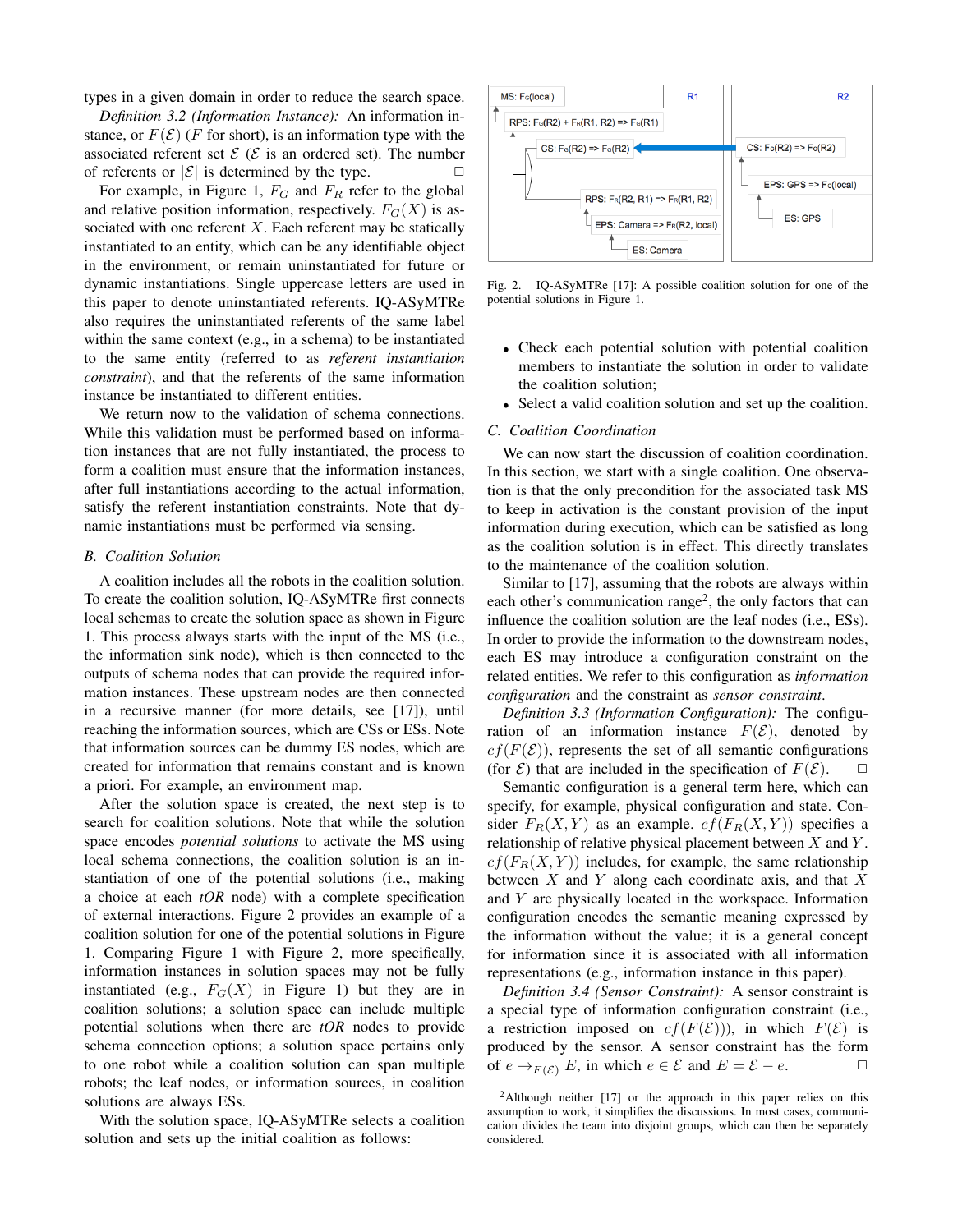types in a given domain in order to reduce the search space.

*Definition 3.2 (Information Instance):* An information instance, or $F(\mathcal{E})$ ($F$ for short), is an information type with the associated referent set $\mathcal{E}$ ($\mathcal{E}$ is an ordered set). The number of referents or $|\mathcal{E}|$ is determined by the type. □

For example, in Figure 1, $F_G$ and $F_R$ refer to the global and relative position information, respectively. $F_G(X)$ is associated with one referent $X$. Each referent may be statically instantiated to an entity, which can be any identifiable object in the environment, or remain uninstantiated for future or dynamic instantiations. Single uppercase letters are used in this paper to denote uninstantiated referents. IQ-ASyMTRe also requires the uninstantiated referents of the same label within the same context (e.g., in a schema) to be instantiated to the same entity (referred to as *referent instantiation constraint*), and that the referents of the same information instance be instantiated to different entities.

We return now to the validation of schema connections. While this validation must be performed based on information instances that are not fully instantiated, the process to form a coalition must ensure that the information instances, after full instantiations according to the actual information, satisfy the referent instantiation constraints. Note that dynamic instantiations must be performed via sensing.

### B. Coalition Solution

A coalition includes all the robots in the coalition solution. To create the coalition solution, IQ-ASyMTRe first connects local schemas to create the solution space as shown in Figure 1. This process always starts with the input of the MS (i.e., the information sink node), which is then connected to the outputs of schema nodes that can provide the required information instances. These upstream nodes are then connected in a recursive manner (for more details, see [17]), until reaching the information sources, which are CSs or ESs. Note that information sources can be dummy ES nodes, which are created for information that remains constant and is known a priori. For example, an environment map.

After the solution space is created, the next step is to search for coalition solutions. Note that while the solution space encodes *potential solutions* to activate the MS using local schema connections, the coalition solution is an instantiation of one of the potential solutions (i.e., making a choice at each *tOR* node) with a complete specification of external interactions. Figure 2 provides an example of a coalition solution for one of the potential solutions in Figure 1. Comparing Figure 1 with Figure 2, more specifically, information instances in solution spaces may not be fully instantiated (e.g., $F_G(X)$ in Figure 1) but they are in coalition solutions; a solution space can include multiple potential solutions when there are *tOR* nodes to provide schema connection options; a solution space pertains only to one robot while a coalition solution can span multiple robots; the leaf nodes, or information sources, in coalition solutions are always ESs.

With the solution space, IQ-ASyMTRe selects a coalition solution and sets up the initial coalition as follows:

MS: F_G(local)
R1
RPS: F_G(R2) + F_R(R1, R2) => F_G(R1)
CS: F_G(R2) => F_G(R2)
RPS: F_R(R2, R1) => F_R(R1, R2)
EPS: Camera => F_R(R2, local)
ES: Camera
R2
CS: F_G(R2) => F_G(R2)
EPS: GPS => F_G(local)
ES: GPS

Fig. 2. IQ-ASyMTRe [17]: A possible coalition solution for one of the potential solutions in Figure 1.

- Check each potential solution with potential coalition members to instantiate the solution in order to validate the coalition solution;
- Select a valid coalition solution and set up the coalition.

### C. Coalition Coordination

We can now start the discussion of coalition coordination. In this section, we start with a single coalition. One observation is that the only precondition for the associated task MS to keep in activation is the constant provision of the input information during execution, which can be satisfied as long as the coalition solution is in effect. This directly translates to the maintenance of the coalition solution.

Similar to [17], assuming that the robots are always within each other's communication range[2], the only factors that can influence the coalition solution are the leaf nodes (i.e., ESs). In order to provide the information to the downstream nodes, each ES may introduce a configuration constraint on the related entities. We refer to this configuration as *information configuration* and the constraint as *sensor constraint*.

*Definition 3.3 (Information Configuration):* The configuration of an information instance $F(\mathcal{E})$, denoted by $cf(F(\mathcal{E}))$, represents the set of all semantic configurations (for $\mathcal{E}$) that are included in the specification of $F(\mathcal{E})$. □

Semantic configuration is a general term here, which can specify, for example, physical configuration and state. Consider $F_R(X, Y)$ as an example. $cf(F_R(X, Y))$ specifies a relationship of relative physical placement between $X$ and $Y$. $cf(F_R(X, Y))$ includes, for example, the same relationship between $X$ and $Y$ along each coordinate axis, and that $X$ and $Y$ are physically located in the workspace. Information configuration encodes the semantic meaning expressed by the information without the value; it is a general concept for information since it is associated with all information representations (e.g., information instance in this paper).

*Definition 3.4 (Sensor Constraint):* A sensor constraint is a special type of information configuration constraint (i.e., a restriction imposed on $cf(F(\mathcal{E}))$), in which $F(\mathcal{E})$ is produced by the sensor. A sensor constraint has the form of $e \rightarrow_{F(\mathcal{E})} E$, in which $e \in \mathcal{E}$ and $E = \mathcal{E} - e$. □

[2] Although neither [17] or the approach in this paper relies on this assumption to work, it simplifies the discussions. In most cases, communication divides the team into disjoint groups, which can then be separately considered.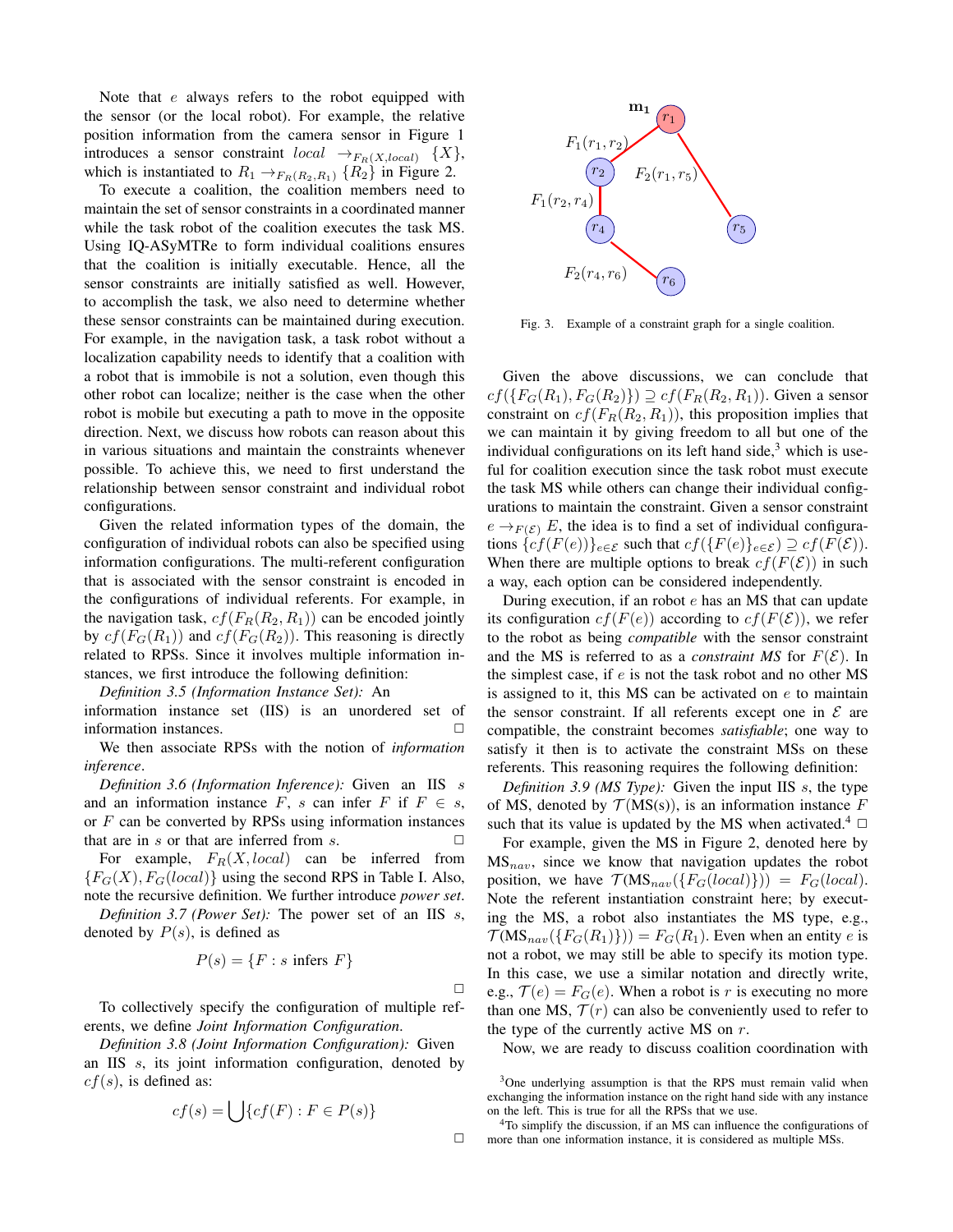Note that $e$ always refers to the robot equipped with the sensor (or the local robot). For example, the relative position information from the camera sensor in Figure 1 introduces a sensor constraint $local \rightarrow_{F_R(X,local)} \{X\}$, which is instantiated to $R_1 \rightarrow_{F_R(R_2,R_1)} \{R_2\}$ in Figure 2.

To execute a coalition, the coalition members need to maintain the set of sensor constraints in a coordinated manner while the task robot of the coalition executes the task MS. Using IQ-ASyMTRe to form individual coalitions ensures that the coalition is initially executable. Hence, all the sensor constraints are initially satisfied as well. However, to accomplish the task, we also need to determine whether these sensor constraints can be maintained during execution. For example, in the navigation task, a task robot without a localization capability needs to identify that a coalition with a robot that is immobile is not a solution, even though this other robot can localize; neither is the case when the other robot is mobile but executing a path to move in the opposite direction. Next, we discuss how robots can reason about this in various situations and maintain the constraints whenever possible. To achieve this, we need to first understand the relationship between sensor constraint and individual robot configurations.

Given the related information types of the domain, the configuration of individual robots can also be specified using information configurations. The multi-referent configuration that is associated with the sensor constraint is encoded in the configurations of individual referents. For example, in the navigation task, $cf(F_R(R_2, R_1))$ can be encoded jointly by $cf(F_G(R_1))$ and $cf(F_G(R_2))$. This reasoning is directly related to RPSs. Since it involves multiple information instances, we first introduce the following definition:

*Definition 3.5 (Information Instance Set):* An information instance set (IIS) is an unordered set of information instances. □

We then associate RPSs with the notion of *information inference*.

*Definition 3.6 (Information Inference):* Given an IIS $s$ and an information instance $F$, $s$ can infer $F$ if $F \in s$, or $F$ can be converted by RPSs using information instances that are in $s$ or that are inferred from $s$. □

For example, $F_R(X, local)$ can be inferred from $\{F_G(X), F_G(local)\}$ using the second RPS in Table I. Also, note the recursive definition. We further introduce *power set*.

*Definition 3.7 (Power Set):* The power set of an IIS $s$, denoted by $P(s)$, is defined as

$$P(s) = \{F : s \text{ infers } F\}$$

□

To collectively specify the configuration of multiple referents, we define *Joint Information Configuration*.

*Definition 3.8 (Joint Information Configuration):* Given an IIS $s$, its joint information configuration, denoted by $cf(s)$, is defined as:

$$cf(s) = \bigcup \{cf(F) : F \in P(s)\}$$

□

Fig. 3. Example of a constraint graph for a single coalition.

Given the above discussions, we can conclude that $cf(\{F_G(R_1), F_G(R_2)\}) \supseteq cf(F_R(R_2, R_1))$. Given a sensor constraint on $cf(F_R(R_2, R_1))$, this proposition implies that we can maintain it by giving freedom to all but one of the individual configurations on its left hand side,[3] which is useful for coalition execution since the task robot must execute the task MS while others can change their individual configurations to maintain the constraint. Given a sensor constraint $e \rightarrow_{F(\mathcal{E})} E$, the idea is to find a set of individual configurations $\{cf(F(e))\}_{e \in \mathcal{E}}$ such that $cf(\{F(e)_{e \in \mathcal{E}}\}) \supseteq cf(F(\mathcal{E}))$. When there are multiple options to break $cf(F(\mathcal{E}))$ in such a way, each option can be considered independently.

During execution, if an robot $e$ has an MS that can update its configuration $cf(F(e))$ according to $cf(F(\mathcal{E}))$, we refer to the robot as being *compatible* with the sensor constraint and the MS is referred to as a *constraint MS* for $F(\mathcal{E})$. In the simplest case, if $e$ is not the task robot and no other MS is assigned to it, this MS can be activated on $e$ to maintain the sensor constraint. If all referents except one in $\mathcal{E}$ are compatible, the constraint becomes *satisfiable*; one way to satisfy it then is to activate the constraint MSs on these referents. This reasoning requires the following definition:

*Definition 3.9 (MS Type):* Given the input IIS $s$, the type of MS, denoted by $\mathcal{T}$(MS($s$)), is an information instance $F$ such that its value is updated by the MS when activated.[4] □

For example, given the MS in Figure 2, denoted here by $\text{MS}_{nav}$, since we know that navigation updates the robot position, we have $\mathcal{T}(\text{MS}_{nav}(\{F_G(local)\})) = F_G(local)$. Note the referent instantiation constraint here; by executing the MS, a robot also instantiates the MS type, e.g., $\mathcal{T}(\text{MS}_{nav}(\{F_G(R_1)\})) = F_G(R_1)$. Even when an entity $e$ is not a robot, we may still be able to specify its motion type. In this case, we use a similar notation and directly write, e.g., $\mathcal{T}(e) = F_G(e)$. When a robot is $r$ is executing no more than one MS, $\mathcal{T}(r)$ can also be conveniently used to refer to the type of the currently active MS on $r$.

Now, we are ready to discuss coalition coordination with

[3]One underlying assumption is that the RPS must remain valid when exchanging the information instance on the right hand side with any instance on the left. This is true for all the RPSs that we use.

[4]To simplify the discussion, if an MS can influence the configurations of more than one information instance, it is considered as multiple MSs.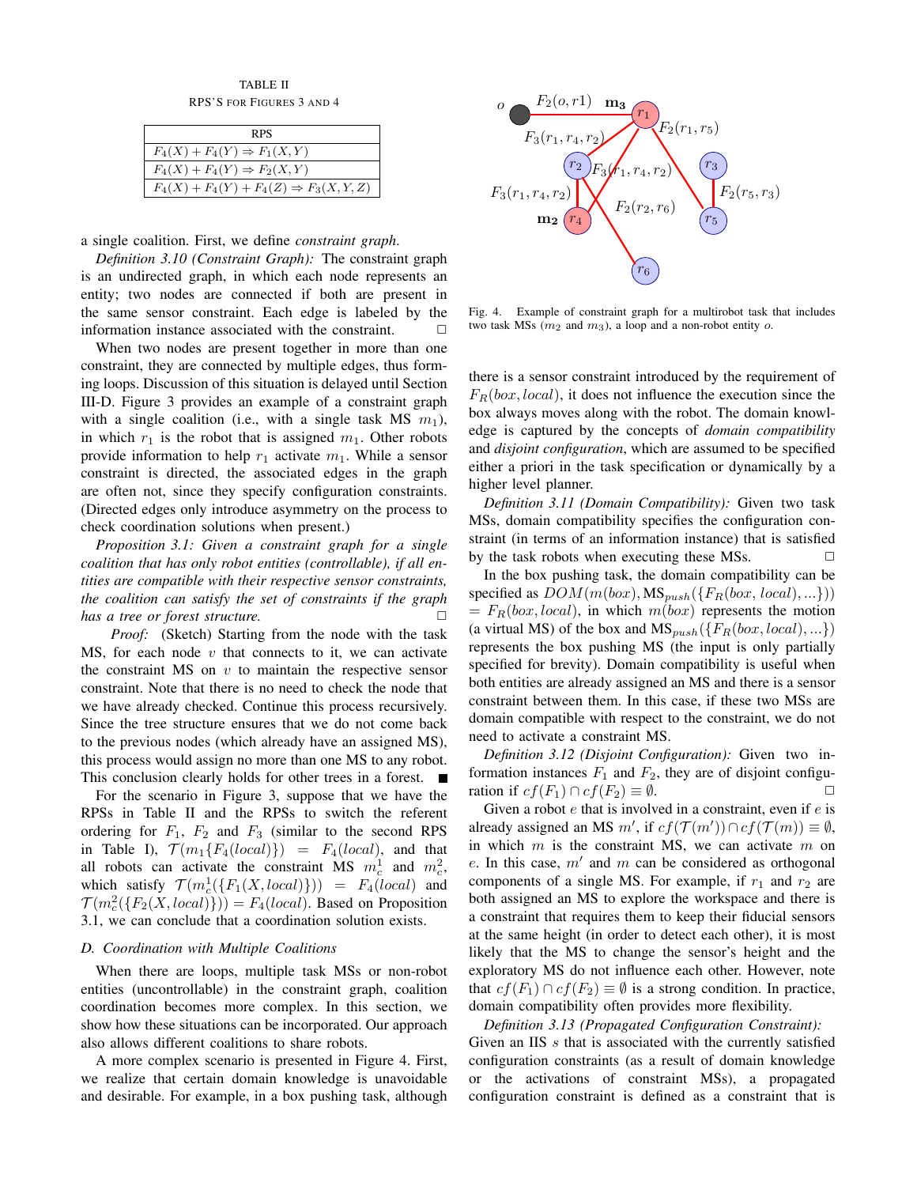TABLE II
RPS'S FOR FIGURES 3 AND 4

| RPS |
|---|
| $F_4(X) + F_4(Y) \Rightarrow F_1(X, Y)$ |
| $F_4(X) + F_4(Y) \Rightarrow F_2(X, Y)$ |
| $F_4(X) + F_4(Y) + F_4(Z) \Rightarrow F_3(X, Y, Z)$ |

a single coalition. First, we define *constraint graph*.

*Definition 3.10 (Constraint Graph):* The constraint graph is an undirected graph, in which each node represents an entity; two nodes are connected if both are present in the same sensor constraint. Each edge is labeled by the information instance associated with the constraint. □

When two nodes are present together in more than one constraint, they are connected by multiple edges, thus forming loops. Discussion of this situation is delayed until Section III-D. Figure 3 provides an example of a constraint graph with a single coalition (i.e., with a single task MS $m_1$), in which $r_1$ is the robot that is assigned $m_1$. Other robots provide information to help $r_1$ activate $m_1$. While a sensor constraint is directed, the associated edges in the graph are often not, since they specify configuration constraints. (Directed edges only introduce asymmetry on the process to check coordination solutions when present.)

*Proposition 3.1: Given a constraint graph for a single coalition that has only robot entities (controllable), if all entities are compatible with their respective sensor constraints, the coalition can satisfy the set of constraints if the graph has a tree or forest structure.* □

*Proof:* (Sketch) Starting from the node with the task MS, for each node $v$ that connects to it, we can activate the constraint MS on $v$ to maintain the respective sensor constraint. Note that there is no need to check the node that we have already checked. Continue this process recursively. Since the tree structure ensures that we do not come back to the previous nodes (which already have an assigned MS), this process would assign no more than one MS to any robot. This conclusion clearly holds for other trees in a forest. ■

For the scenario in Figure 3, suppose that we have the RPSs in Table II and the RPSs to switch the referent ordering for $F_1$, $F_2$ and $F_3$ (similar to the second RPS in Table I), $\mathcal{T}(m_1\{F_4(local)\}) = F_4(local)$, and that all robots can activate the constraint MS $m_c^1$ and $m_c^2$, which satisfy $\mathcal{T}(m_c^1(\{F_1(X, local)\})) = F_4(local)$ and $\mathcal{T}(m_c^2(\{F_2(X, local)\})) = F_4(local)$. Based on Proposition 3.1, we can conclude that a coordination solution exists.

### D. Coordination with Multiple Coalitions

When there are loops, multiple task MSs or non-robot entities (uncontrollable) in the constraint graph, coalition coordination becomes more complex. In this section, we show how these situations can be incorporated. Our approach also allows different coalitions to share robots.

A more complex scenario is presented in Figure 4. First, we realize that certain domain knowledge is unavoidable and desirable. For example, in a box pushing task, although there is a sensor constraint introduced by the requirement of $F_R(box, local)$, it does not influence the execution since the box always moves along with the robot. The domain knowledge is captured by the concepts of *domain compatibility* and *disjoint configuration*, which are assumed to be specified either a priori in the task specification or dynamically by a higher level planner.

Fig. 4. Example of constraint graph for a multirobot task that includes two task MSs ($m_2$ and $m_3$), a loop and a non-robot entity $o$.

*Definition 3.11 (Domain Compatibility):* Given two task MSs, domain compatibility specifies the configuration constraint (in terms of an information instance) that is satisfied by the task robots when executing these MSs. □

In the box pushing task, the domain compatibility can be specified as $DOM(m(box), \text{MS}_{push}(\{F_R(box, local), ...\})) = F_R(box, local)$, in which $m(box)$ represents the motion (a virtual MS) of the box and $\text{MS}_{push}(\{F_R(box, local), ...\})$ represents the box pushing MS (the input is only partially specified for brevity). Domain compatibility is useful when both entities are already assigned an MS and there is a sensor constraint between them. In this case, if these two MSs are domain compatible with respect to the constraint, we do not need to activate a constraint MS.

*Definition 3.12 (Disjoint Configuration):* Given two information instances $F_1$ and $F_2$, they are of disjoint configuration if $cf(F_1) \cap cf(F_2) \equiv \emptyset$. □

Given a robot $e$ that is involved in a constraint, even if $e$ is already assigned an MS $m'$, if $cf(\mathcal{T}(m')) \cap cf(\mathcal{T}(m)) \equiv \emptyset$, in which $m$ is the constraint MS, we can activate $m$ on $e$. In this case, $m'$ and $m$ can be considered as orthogonal components of a single MS. For example, if $r_1$ and $r_2$ are both assigned an MS to explore the workspace and there is a constraint that requires them to keep their fiducial sensors at the same height (in order to detect each other), it is most likely that the MS to change the sensor's height and the exploratory MS do not influence each other. However, note that $cf(F_1) \cap cf(F_2) \equiv \emptyset$ is a strong condition. In practice, domain compatibility often provides more flexibility.

*Definition 3.13 (Propagated Configuration Constraint):* Given an IIS $s$ that is associated with the currently satisfied configuration constraints (as a result of domain knowledge or the activations of constraint MSs), a propagated configuration constraint is defined as a constraint that is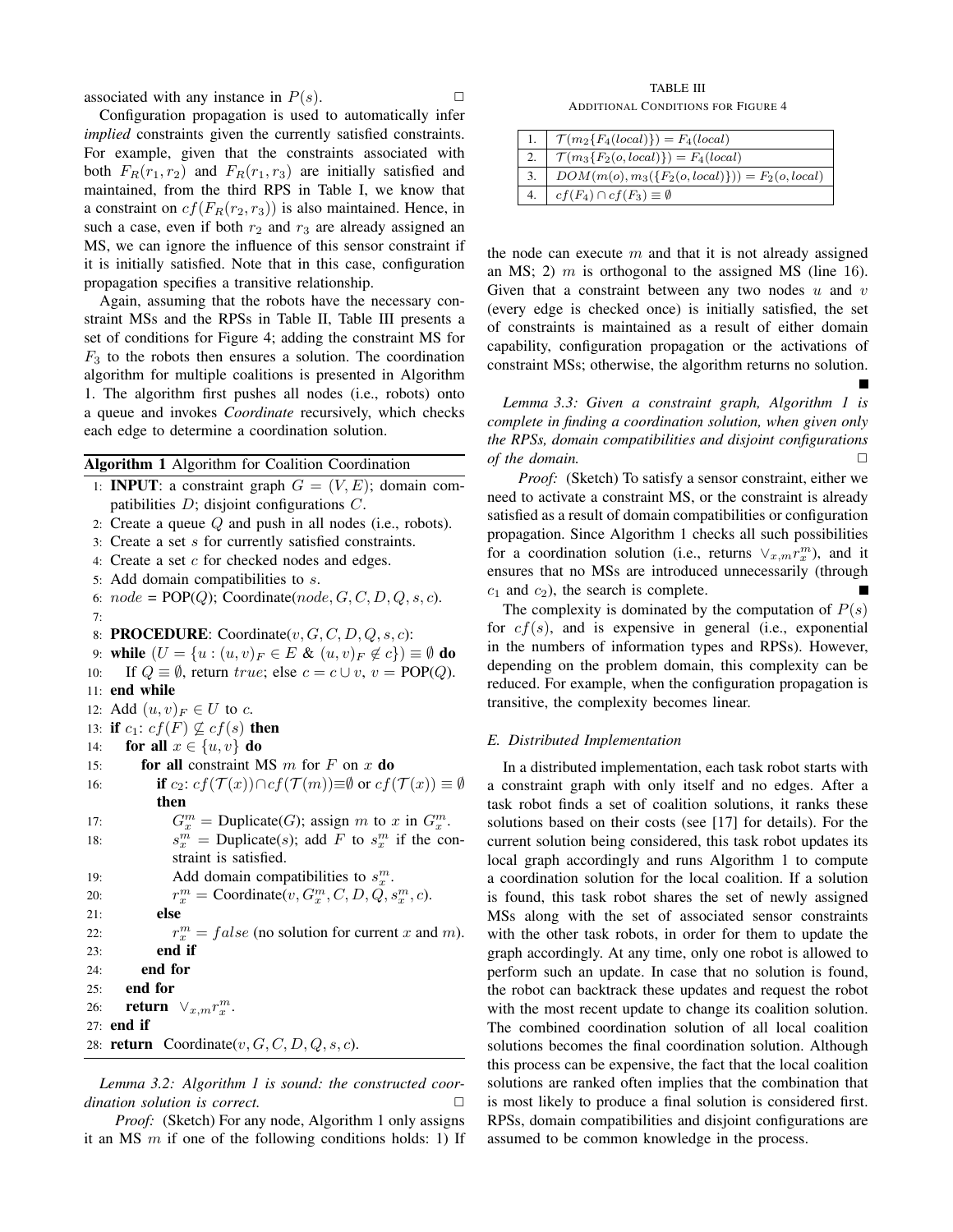associated with any instance in $P(s)$. □

Configuration propagation is used to automatically infer *implied* constraints given the currently satisfied constraints. For example, given that the constraints associated with both $F_R(r_1, r_2)$ and $F_R(r_1, r_3)$ are initially satisfied and maintained, from the third RPS in Table I, we know that a constraint on $cf(F_R(r_2, r_3))$ is also maintained. Hence, in such a case, even if both $r_2$ and $r_3$ are already assigned an MS, we can ignore the influence of this sensor constraint if it is initially satisfied. Note that in this case, configuration propagation specifies a transitive relationship.

Again, assuming that the robots have the necessary constraint MSs and the RPSs in Table II, Table III presents a set of conditions for Figure 4; adding the constraint MS for $F_3$ to the robots then ensures a solution. The coordination algorithm for multiple coalitions is presented in Algorithm 1. The algorithm first pushes all nodes (i.e., robots) onto a queue and invokes *Coordinate* recursively, which checks each edge to determine a coordination solution.

**Algorithm 1** Algorithm for Coalition Coordination

```
1: INPUT: a constraint graph G = (V, E); domain compatibilities D; disjoint configurations C.
2: Create a queue Q and push in all nodes (i.e., robots).
3: Create a set s for currently satisfied constraints.
4: Create a set c for checked nodes and edges.
5: Add domain compatibilities to s.
6: node = POP(Q); Coordinate(node, G, C, D, Q, s, c).
7:
8: PROCEDURE: Coordinate(v, G, C, D, Q, s, c):
9: while (U = {u : (u,v)_F ∈ E & (u,v)_F ∉ c}) ≡ ∅ do
10:   If Q ≡ ∅, return true; else c = c ∪ v, v = POP(Q).
11: end while
12: Add (u,v)_F ∈ U to c.
13: if c1: cf(F) ⊈ cf(s) then
14:   for all x ∈ {u, v} do
15:     for all constraint MS m for F on x do
16:       if c2: cf(T(x)) ∩ cf(T(m)) ≡ ∅ or cf(T(x)) ≡ ∅ then
17:         G_x^m = Duplicate(G); assign m to x in G_x^m.
18:         s_x^m = Duplicate(s); add F to s_x^m if the constraint is satisfied.
19:         Add domain compatibilities to s_x^m.
20:         r_x^m = Coordinate(v, G_x^m, C, D, Q, s_x^m, c).
21:       else
22:         r_x^m = false (no solution for current x and m).
23:       end if
24:     end for
25:   end for
26:   return ∨_{x,m} r_x^m.
27: end if
28: return Coordinate(v, G, C, D, Q, s, c).
```

*Lemma 3.2: Algorithm 1 is sound: the constructed coordination solution is correct.* □

*Proof:* (Sketch) For any node, Algorithm 1 only assigns it an MS $m$ if one of the following conditions holds: 1) If the node can execute $m$ and that it is not already assigned an MS; 2) $m$ is orthogonal to the assigned MS (line 16). Given that a constraint between any two nodes $u$ and $v$ (every edge is checked once) is initially satisfied, the set of constraints is maintained as a result of either domain capability, configuration propagation or the activations of constraint MSs; otherwise, the algorithm returns no solution. ■

*Lemma 3.3: Given a constraint graph, Algorithm 1 is complete in finding a coordination solution, when given only the RPSs, domain compatibilities and disjoint configurations of the domain.* □

*Proof:* (Sketch) To satisfy a sensor constraint, either we need to activate a constraint MS, or the constraint is already satisfied as a result of domain compatibilities or configuration propagation. Since Algorithm 1 checks all such possibilities for a coordination solution (i.e., returns $\vee_{x,m} r_x^m$), and it ensures that no MSs are introduced unnecessarily (through $c_1$ and $c_2$), the search is complete. ■

The complexity is dominated by the computation of $P(s)$ for $cf(s)$, and is expensive in general (i.e., exponential in the numbers of information types and RPSs). However, depending on the problem domain, this complexity can be reduced. For example, when the configuration propagation is transitive, the complexity becomes linear.

TABLE III
ADDITIONAL CONDITIONS FOR FIGURE 4

| | |
|---|---|
| 1. | $\mathcal{T}(m_2\{F_4(local)\}) = F_4(local)$ |
| 2. | $\mathcal{T}(m_3\{F_2(o, local)\}) = F_4(local)$ |
| 3. | $DOM(m(o), m_3(\{F_2(o, local)\})) = F_2(o, local)$ |
| 4. | $cf(F_4) \cap cf(F_3) \equiv \emptyset$ |

### E. Distributed Implementation

In a distributed implementation, each task robot starts with a constraint graph with only itself and no edges. After a task robot finds a set of coalition solutions, it ranks these solutions based on their costs (see [17] for details). For the current solution being considered, this task robot updates its local graph accordingly and runs Algorithm 1 to compute a coordination solution for the local coalition. If a solution is found, this task robot shares the set of newly assigned MSs along with the set of associated sensor constraints with the other task robots, in order for them to update the graph accordingly. At any time, only one robot is allowed to perform such an update. In case that no solution is found, the robot can backtrack these updates and request the robot with the most recent update to change its coalition solution. The combined coordination solution of all local coalition solutions becomes the final coordination solution. Although this process can be expensive, the fact that the local coalition solutions are ranked often implies that the combination that is most likely to produce a final solution is considered first. RPSs, domain compatibilities and disjoint configurations are assumed to be common knowledge in the process.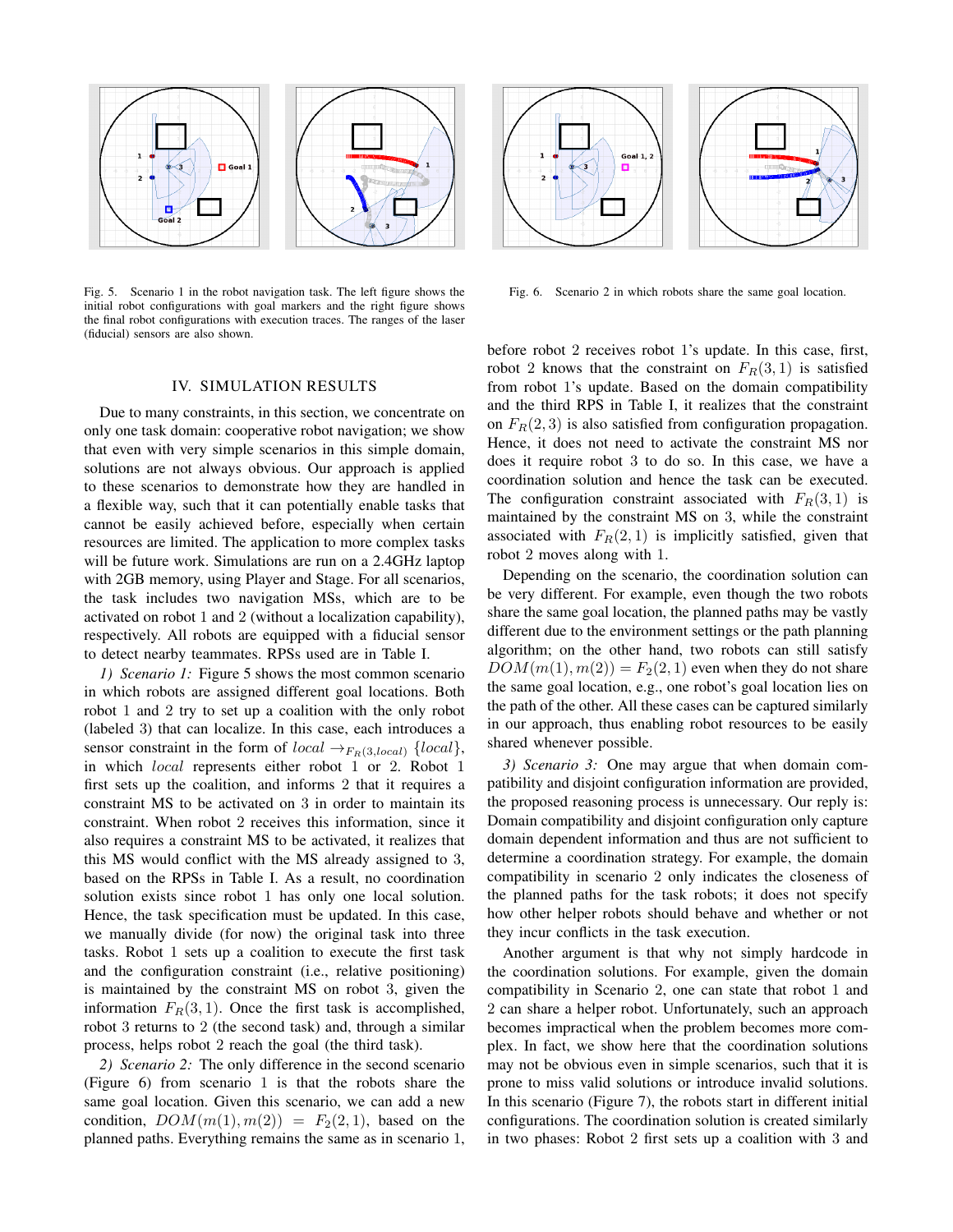Fig. 5. Scenario 1 in the robot navigation task. The left figure shows the initial robot configurations with goal markers and the right figure shows the final robot configurations with execution traces. The ranges of the laser (fiducial) sensors are also shown.

Fig. 6. Scenario 2 in which robots share the same goal location.

## IV. SIMULATION RESULTS

Due to many constraints, in this section, we concentrate on only one task domain: cooperative robot navigation; we show that even with very simple scenarios in this simple domain, solutions are not always obvious. Our approach is applied to these scenarios to demonstrate how they are handled in a flexible way, such that it can potentially enable tasks that cannot be easily achieved before, especially when certain resources are limited. The application to more complex tasks will be future work. Simulations are run on a 2.4GHz laptop with 2GB memory, using Player and Stage. For all scenarios, the task includes two navigation MSs, which are to be activated on robot 1 and 2 (without a localization capability), respectively. All robots are equipped with a fiducial sensor to detect nearby teammates. RPSs used are in Table I.

*1) Scenario 1:* Figure 5 shows the most common scenario in which robots are assigned different goal locations. Both robot 1 and 2 try to set up a coalition with the only robot (labeled 3) that can localize. In this case, each introduces a sensor constraint in the form of $local \rightarrow_{F_R(3,local)} \{local\}$, in which $local$ represents either robot 1 or 2. Robot 1 first sets up the coalition, and informs 2 that it requires a constraint MS to be activated on 3 in order to maintain its constraint. When robot 2 receives this information, since it also requires a constraint MS to be activated, it realizes that this MS would conflict with the MS already assigned to 3, based on the RPSs in Table I. As a result, no coordination solution exists since robot 1 has only one local solution. Hence, the task specification must be updated. In this case, we manually divide (for now) the original task into three tasks. Robot 1 sets up a coalition to execute the first task and the configuration constraint (i.e., relative positioning) is maintained by the constraint MS on robot 3, given the information $F_R(3,1)$. Once the first task is accomplished, robot 3 returns to 2 (the second task) and, through a similar process, helps robot 2 reach the goal (the third task).

*2) Scenario 2:* The only difference in the second scenario (Figure 6) from scenario 1 is that the robots share the same goal location. Given this scenario, we can add a new condition, $DOM(m(1), m(2)) = F_2(2,1)$, based on the planned paths. Everything remains the same as in scenario 1, before robot 2 receives robot 1's update. In this case, first, robot 2 knows that the constraint on $F_R(3,1)$ is satisfied from robot 1's update. Based on the domain compatibility and the third RPS in Table I, it realizes that the constraint on $F_R(2,3)$ is also satisfied from configuration propagation. Hence, it does not need to activate the constraint MS nor does it require robot 3 to do so. In this case, we have a coordination solution and hence the task can be executed. The configuration constraint associated with $F_R(3,1)$ is maintained by the constraint MS on 3, while the constraint associated with $F_R(2,1)$ is implicitly satisfied, given that robot 2 moves along with 1.

Depending on the scenario, the coordination solution can be very different. For example, even though the two robots share the same goal location, the planned paths may be vastly different due to the environment settings or the path planning algorithm; on the other hand, two robots can still satisfy $DOM(m(1), m(2)) = F_2(2,1)$ even when they do not share the same goal location, e.g., one robot's goal location lies on the path of the other. All these cases can be captured similarly in our approach, thus enabling robot resources to be easily shared whenever possible.

*3) Scenario 3:* One may argue that when domain compatibility and disjoint configuration information are provided, the proposed reasoning process is unnecessary. Our reply is: Domain compatibility and disjoint configuration only capture domain dependent information and thus are not sufficient to determine a coordination strategy. For example, the domain compatibility in scenario 2 only indicates the closeness of the planned paths for the task robots; it does not specify how other helper robots should behave and whether or not they incur conflicts in the task execution.

Another argument is that why not simply hardcode in the coordination solutions. For example, given the domain compatibility in Scenario 2, one can state that robot 1 and 2 can share a helper robot. Unfortunately, such an approach becomes impractical when the problem becomes more complex. In fact, we show here that the coordination solutions may not be obvious even in simple scenarios, such that it is prone to miss valid solutions or introduce invalid solutions. In this scenario (Figure 7), the robots start in different initial configurations. The coordination solution is created similarly in two phases: Robot 2 first sets up a coalition with 3 and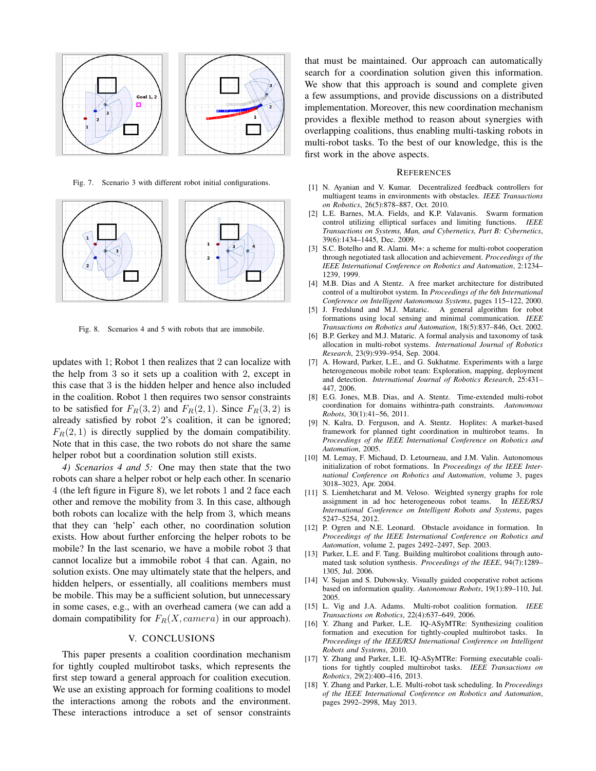Goal 1, 2

Fig. 7. Scenario 3 with different robot initial configurations.

Fig. 8. Scenarios 4 and 5 with robots that are immobile.

updates with 1; Robot 1 then realizes that 2 can localize with the help from 3 so it sets up a coalition with 2, except in this case that 3 is the hidden helper and hence also included in the coalition. Robot 1 then requires two sensor constraints to be satisfied for $F_R(3, 2)$ and $F_R(2, 1)$. Since $F_R(3, 2)$ is already satisfied by robot 2's coalition, it can be ignored; $F_R(2, 1)$ is directly supplied by the domain compatibility. Note that in this case, the two robots do not share the same helper robot but a coordination solution still exists.

*4) Scenarios 4 and 5:* One may then state that the two robots can share a helper robot or help each other. In scenario 4 (the left figure in Figure 8), we let robots 1 and 2 face each other and remove the mobility from 3. In this case, although both robots can localize with the help from 3, which means that they can 'help' each other, no coordination solution exists. How about further enforcing the helper robots to be mobile? In the last scenario, we have a mobile robot 3 that cannot localize but a immobile robot 4 that can. Again, no solution exists. One may ultimately state that the helpers, and hidden helpers, or essentially, all coalitions members must be mobile. This may be a sufficient solution, but unnecessary in some cases, e.g., with an overhead camera (we can add a domain compatibility for $F_R(X, camera)$ in our approach).

## V. CONCLUSIONS

This paper presents a coalition coordination mechanism for tightly coupled multirobot tasks, which represents the first step toward a general approach for coalition execution. We use an existing approach for forming coalitions to model the interactions among the robots and the environment. These interactions introduce a set of sensor constraints that must be maintained. Our approach can automatically search for a coordination solution given this information. We show that this approach is sound and complete given a few assumptions, and provide discussions on a distributed implementation. Moreover, this new coordination mechanism provides a flexible method to reason about synergies with overlapping coalitions, thus enabling multi-tasking robots in multi-robot tasks. To the best of our knowledge, this is the first work in the above aspects.

## REFERENCES

[1] N. Ayanian and V. Kumar. Decentralized feedback controllers for multiagent teams in environments with obstacles. *IEEE Transactions on Robotics*, 26(5):878–887, Oct. 2010.

[2] L.E. Barnes, M.A. Fields, and K.P. Valavanis. Swarm formation control utilizing elliptical surfaces and limiting functions. *IEEE Transactions on Systems, Man, and Cybernetics, Part B: Cybernetics*, 39(6):1434–1445, Dec. 2009.

[3] S.C. Botelho and R. Alami. M+: a scheme for multi-robot cooperation through negotiated task allocation and achievement. *Proceedings of the IEEE International Conference on Robotics and Automation*, 2:1234–1239, 1999.

[4] M.B. Dias and A Stentz. A free market architecture for distributed control of a multirobot system. In *Proceedings of the 6th International Conference on Intelligent Autonomous Systems*, pages 115–122, 2000.

[5] J. Fredslund and M.J. Mataric. A general algorithm for robot formations using local sensing and minimal communication. *IEEE Transactions on Robotics and Automation*, 18(5):837–846, Oct. 2002.

[6] B.P. Gerkey and M.J. Mataric. A formal analysis and taxonomy of task allocation in multi-robot systems. *International Journal of Robotics Research*, 23(9):939–954, Sep. 2004.

[7] A. Howard, Parker, L.E., and G. Sukhatme. Experiments with a large heterogeneous mobile robot team: Exploration, mapping, deployment and detection. *International Journal of Robotics Research*, 25:431–447, 2006.

[8] E.G. Jones, M.B. Dias, and A. Stentz. Time-extended multi-robot coordination for domains withintra-path constraints. *Autonomous Robots*, 30(1):41–56, 2011.

[9] N. Kalra, D. Ferguson, and A. Stentz. Hoplites: A market-based framework for planned tight coordination in multirobot teams. In *Proceedings of the IEEE International Conference on Robotics and Automation*, 2005.

[10] M. Lemay, F. Michaud, D. Letourneau, and J.M. Valin. Autonomous initialization of robot formations. In *Proceedings of the IEEE International Conference on Robotics and Automation*, volume 3, pages 3018–3023, Apr. 2004.

[11] S. Liemhetcharat and M. Veloso. Weighted synergy graphs for role assignment in ad hoc heterogeneous robot teams. In *IEEE/RSJ International Conference on Intelligent Robots and Systems*, pages 5247–5254, 2012.

[12] P. Ogren and N.E. Leonard. Obstacle avoidance in formation. In *Proceedings of the IEEE International Conference on Robotics and Automation*, volume 2, pages 2492–2497, Sep. 2003.

[13] Parker, L.E. and F. Tang. Building multirobot coalitions through automated task solution synthesis. *Proceedings of the IEEE*, 94(7):1289–1305, Jul. 2006.

[14] V. Sujan and S. Dubowsky. Visually guided cooperative robot actions based on information quality. *Autonomous Robots*, 19(1):89–110, Jul. 2005.

[15] L. Vig and J.A. Adams. Multi-robot coalition formation. *IEEE Transactions on Robotics*, 22(4):637–649, 2006.

[16] Y. Zhang and Parker, L.E. IQ-ASyMTRe: Synthesizing coalition formation and execution for tightly-coupled multirobot tasks. In *Proceedings of the IEEE/RSJ International Conference on Intelligent Robots and Systems*, 2010.

[17] Y. Zhang and Parker, L.E. IQ-ASyMTRe: Forming executable coalitions for tightly coupled multirobot tasks. *IEEE Transactions on Robotics*, 29(2):400–416, 2013.

[18] Y. Zhang and Parker, L.E. Multi-robot task scheduling. In *Proceedings of the IEEE International Conference on Robotics and Automation*, pages 2992–2998, May 2013.